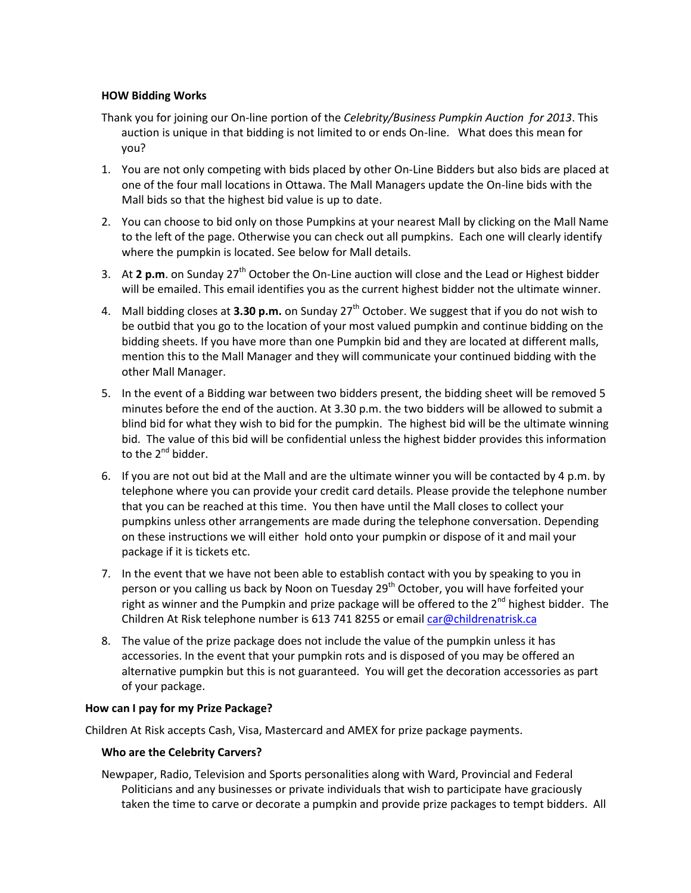### HOW Bidding Works

Thank you for joining our On-line portion of the *Celebrity/Business Pumpkin Auction for 2013*. This auction is unique in that bidding is not limited to or ends On-line. What does this mean for you?

1. You are not only competing with bids placed by other On-Line Bidders but also bids are placed at one of the four mall locations in Ottawa. The Mall Managers update the On-line bids with the Mall bids so that the highest bid value is up to date.
2. You can choose to bid only on those Pumpkins at your nearest Mall by clicking on the Mall Name to the left of the page. Otherwise you can check out all pumpkins. Each one will clearly identify where the pumpkin is located. See below for Mall details.
3. At **2 p.m**. on Sunday 27th October the On-Line auction will close and the Lead or Highest bidder will be emailed. This email identifies you as the current highest bidder not the ultimate winner.
4. Mall bidding closes at **3.30 p.m.** on Sunday 27th October. We suggest that if you do not wish to be outbid that you go to the location of your most valued pumpkin and continue bidding on the bidding sheets. If you have more than one Pumpkin bid and they are located at different malls, mention this to the Mall Manager and they will communicate your continued bidding with the other Mall Manager.
5. In the event of a Bidding war between two bidders present, the bidding sheet will be removed 5 minutes before the end of the auction. At 3.30 p.m. the two bidders will be allowed to submit a blind bid for what they wish to bid for the pumpkin. The highest bid will be the ultimate winning bid. The value of this bid will be confidential unless the highest bidder provides this information to the 2nd bidder.
6. If you are not out bid at the Mall and are the ultimate winner you will be contacted by 4 p.m. by telephone where you can provide your credit card details. Please provide the telephone number that you can be reached at this time. You then have until the Mall closes to collect your pumpkins unless other arrangements are made during the telephone conversation. Depending on these instructions we will either hold onto your pumpkin or dispose of it and mail your package if it is tickets etc.
7. In the event that we have not been able to establish contact with you by speaking to you in person or you calling us back by Noon on Tuesday 29th October, you will have forfeited your right as winner and the Pumpkin and prize package will be offered to the 2nd highest bidder. The Children At Risk telephone number is 613 741 8255 or email car@childrenatrisk.ca
8. The value of the prize package does not include the value of the pumpkin unless it has accessories. In the event that your pumpkin rots and is disposed of you may be offered an alternative pumpkin but this is not guaranteed. You will get the decoration accessories as part of your package.

### How can I pay for my Prize Package?

Children At Risk accepts Cash, Visa, Mastercard and AMEX for prize package payments.

### Who are the Celebrity Carvers?

Newpaper, Radio, Television and Sports personalities along with Ward, Provincial and Federal Politicians and any businesses or private individuals that wish to participate have graciously taken the time to carve or decorate a pumpkin and provide prize packages to tempt bidders. All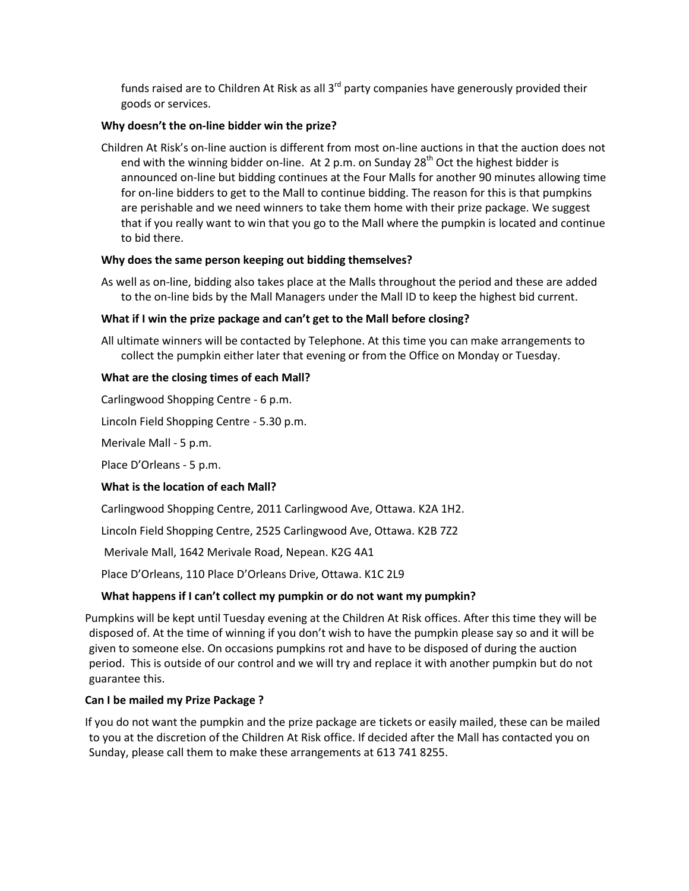funds raised are to Children At Risk as all 3rd party companies have generously provided their goods or services.

**Why doesn't the on-line bidder win the prize?**

Children At Risk's on-line auction is different from most on-line auctions in that the auction does not end with the winning bidder on-line. At 2 p.m. on Sunday 28th Oct the highest bidder is announced on-line but bidding continues at the Four Malls for another 90 minutes allowing time for on-line bidders to get to the Mall to continue bidding. The reason for this is that pumpkins are perishable and we need winners to take them home with their prize package. We suggest that if you really want to win that you go to the Mall where the pumpkin is located and continue to bid there.

**Why does the same person keeping out bidding themselves?**

As well as on-line, bidding also takes place at the Malls throughout the period and these are added to the on-line bids by the Mall Managers under the Mall ID to keep the highest bid current.

**What if I win the prize package and can't get to the Mall before closing?**

All ultimate winners will be contacted by Telephone. At this time you can make arrangements to collect the pumpkin either later that evening or from the Office on Monday or Tuesday.

**What are the closing times of each Mall?**

Carlingwood Shopping Centre - 6 p.m.

Lincoln Field Shopping Centre - 5.30 p.m.

Merivale Mall - 5 p.m.

Place D'Orleans - 5 p.m.

**What is the location of each Mall?**

Carlingwood Shopping Centre, 2011 Carlingwood Ave, Ottawa. K2A 1H2.

Lincoln Field Shopping Centre, 2525 Carlingwood Ave, Ottawa. K2B 7Z2

Merivale Mall, 1642 Merivale Road, Nepean. K2G 4A1

Place D'Orleans, 110 Place D'Orleans Drive, Ottawa. K1C 2L9

**What happens if I can't collect my pumpkin or do not want my pumpkin?**

Pumpkins will be kept until Tuesday evening at the Children At Risk offices. After this time they will be disposed of. At the time of winning if you don't wish to have the pumpkin please say so and it will be given to someone else. On occasions pumpkins rot and have to be disposed of during the auction period. This is outside of our control and we will try and replace it with another pumpkin but do not guarantee this.

**Can I be mailed my Prize Package ?**

If you do not want the pumpkin and the prize package are tickets or easily mailed, these can be mailed to you at the discretion of the Children At Risk office. If decided after the Mall has contacted you on Sunday, please call them to make these arrangements at 613 741 8255.